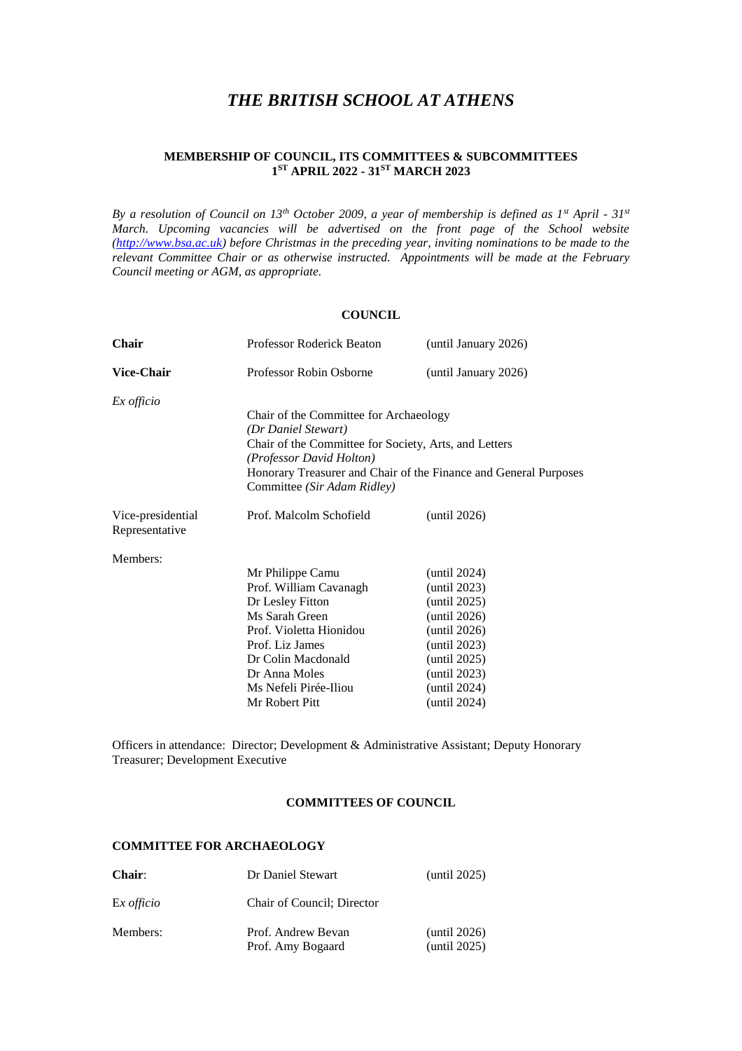# *THE BRITISH SCHOOL AT ATHENS*

**MEMBERSHIP OF COUNCIL, ITS COMMITTEES & SUBCOMMITTEES**
**1ST APRIL 2022 - 31ST MARCH 2023**

*By a resolution of Council on 13th October 2009, a year of membership is defined as 1st April - 31st March. Upcoming vacancies will be advertised on the front page of the School website ([http://www.bsa.ac.uk](http://www.bsa.ac.uk)) before Christmas in the preceding year, inviting nominations to be made to the relevant Committee Chair or as otherwise instructed. Appointments will be made at the February Council meeting or AGM, as appropriate.*

## COUNCIL

| | | |
|---|---|---|
| **Chair** | Professor Roderick Beaton | (until January 2026) |
| **Vice-Chair** | Professor Robin Osborne | (until January 2026) |
| *Ex officio* | Chair of the Committee for Archaeology *(Dr Daniel Stewart)*<br>Chair of the Committee for Society, Arts, and Letters *(Professor David Holton)*<br>Honorary Treasurer and Chair of the Finance and General Purposes Committee *(Sir Adam Ridley)* | |
| Vice-presidential Representative | Prof. Malcolm Schofield | (until 2026) |
| Members: | Mr Philippe Camu | (until 2024) |
| | Prof. William Cavanagh | (until 2023) |
| | Dr Lesley Fitton | (until 2025) |
| | Ms Sarah Green | (until 2026) |
| | Prof. Violetta Hionidou | (until 2026) |
| | Prof. Liz James | (until 2023) |
| | Dr Colin Macdonald | (until 2025) |
| | Dr Anna Moles | (until 2023) |
| | Ms Nefeli Pirée-Iliou | (until 2024) |
| | Mr Robert Pitt | (until 2024) |

Officers in attendance: Director; Development & Administrative Assistant; Deputy Honorary Treasurer; Development Executive

## COMMITTEES OF COUNCIL

### COMMITTEE FOR ARCHAEOLOGY

| | | |
|---|---|---|
| **Chair**: | Dr Daniel Stewart | (until 2025) |
| E*x officio* | Chair of Council; Director | |
| Members: | Prof. Andrew Bevan | (until 2026) |
| | Prof. Amy Bogaard | (until 2025) |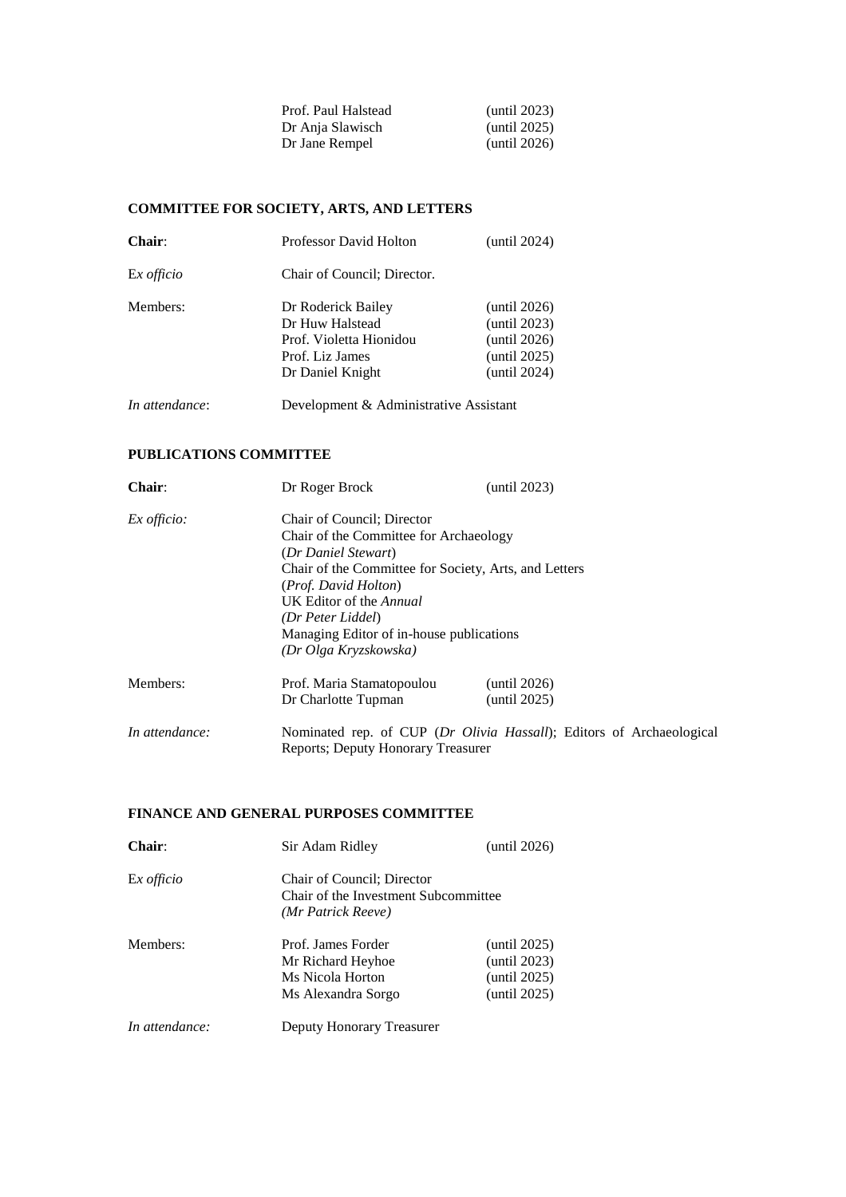| | |
|---|---|
| Prof. Paul Halstead | (until 2023) |
| Dr Anja Slawisch | (until 2025) |
| Dr Jane Rempel | (until 2026) |

## COMMITTEE FOR SOCIETY, ARTS, AND LETTERS

| | | |
|---|---|---|
| **Chair**: | Professor David Holton | (until 2024) |
| E*x officio* | Chair of Council; Director. | |
| Members: | Dr Roderick Bailey | (until 2026) |
| | Dr Huw Halstead | (until 2023) |
| | Prof. Violetta Hionidou | (until 2026) |
| | Prof. Liz James | (until 2025) |
| | Dr Daniel Knight | (until 2024) |
| *In attendance*: | Development & Administrative Assistant | |

## PUBLICATIONS COMMITTEE

| | | |
|---|---|---|
| **Chair**: | Dr Roger Brock | (until 2023) |
| *Ex officio:* | Chair of Council; Director<br>Chair of the Committee for Archaeology<br>(*Dr Daniel Stewart*)<br>Chair of the Committee for Society, Arts, and Letters<br>(*Prof. David Holton*)<br>UK Editor of the *Annual*<br>*(Dr Peter Liddel*)<br>Managing Editor of in-house publications<br>*(Dr Olga Kryzskowska)* | |
| Members: | Prof. Maria Stamatopoulou | (until 2026) |
| | Dr Charlotte Tupman | (until 2025) |
| *In attendance:* | Nominated rep. of CUP (*Dr Olivia Hassall*); Editors of Archaeological Reports; Deputy Honorary Treasurer | |

## FINANCE AND GENERAL PURPOSES COMMITTEE

| | | |
|---|---|---|
| **Chair**: | Sir Adam Ridley | (until 2026) |
| E*x officio* | Chair of Council; Director<br>Chair of the Investment Subcommittee<br>*(Mr Patrick Reeve)* | |
| Members: | Prof. James Forder | (until 2025) |
| | Mr Richard Heyhoe | (until 2023) |
| | Ms Nicola Horton | (until 2025) |
| | Ms Alexandra Sorgo | (until 2025) |
| *In attendance:* | Deputy Honorary Treasurer | |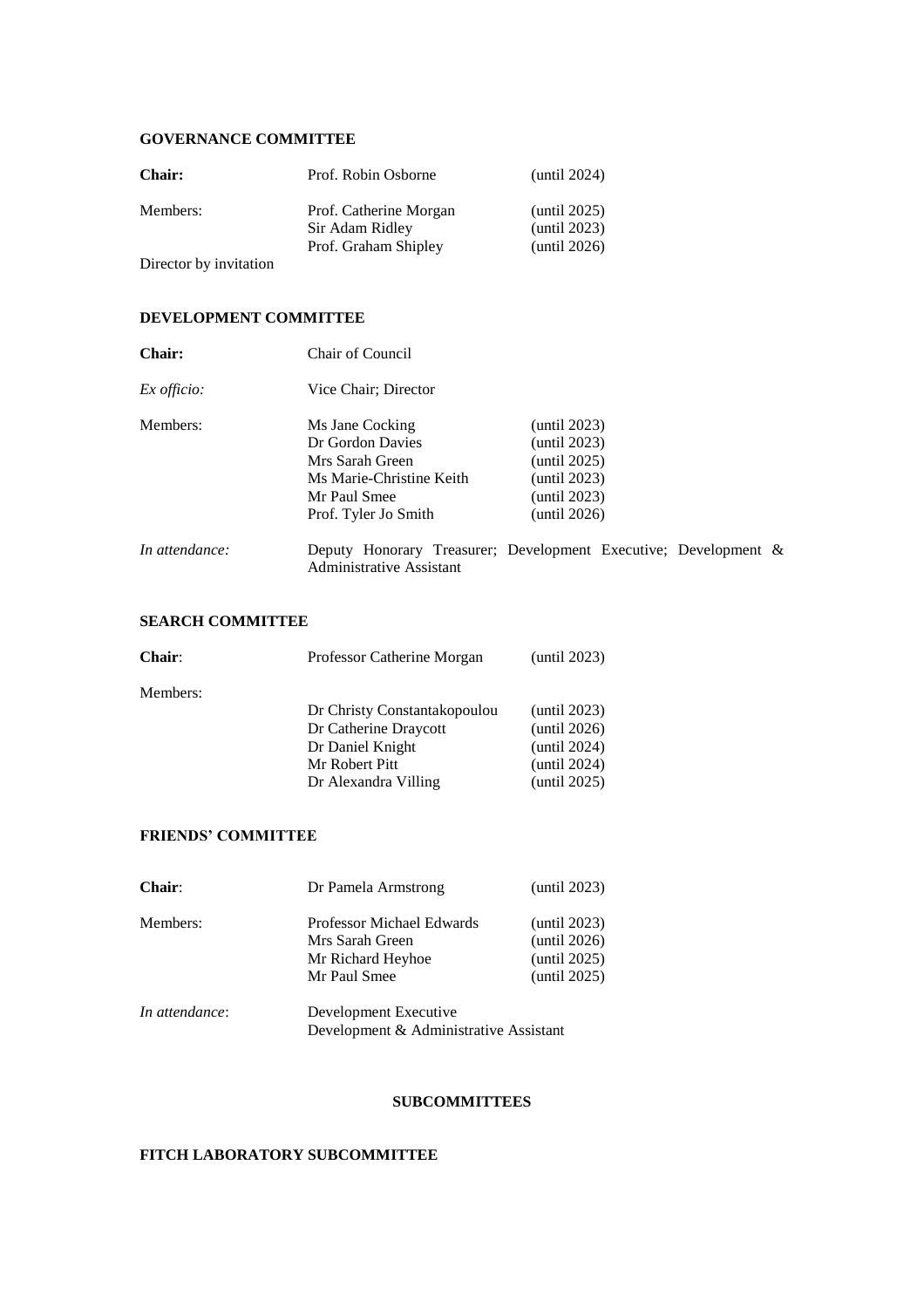## GOVERNANCE COMMITTEE

| | | |
|---|---|---|
| **Chair:** | Prof. Robin Osborne | (until 2024) |
| Members: | Prof. Catherine Morgan | (until 2025) |
| | Sir Adam Ridley | (until 2023) |
| | Prof. Graham Shipley | (until 2026) |

Director by invitation

## DEVELOPMENT COMMITTEE

| | | |
|---|---|---|
| **Chair:** | Chair of Council | |
| *Ex officio:* | Vice Chair; Director | |
| Members: | Ms Jane Cocking | (until 2023) |
| | Dr Gordon Davies | (until 2023) |
| | Mrs Sarah Green | (until 2025) |
| | Ms Marie-Christine Keith | (until 2023) |
| | Mr Paul Smee | (until 2023) |
| | Prof. Tyler Jo Smith | (until 2026) |
| *In attendance:* | Deputy Honorary Treasurer; Development Executive; Development & Administrative Assistant | |

## SEARCH COMMITTEE

| | | |
|---|---|---|
| **Chair**: | Professor Catherine Morgan | (until 2023) |
| Members: | | |
| | Dr Christy Constantakopoulou | (until 2023) |
| | Dr Catherine Draycott | (until 2026) |
| | Dr Daniel Knight | (until 2024) |
| | Mr Robert Pitt | (until 2024) |
| | Dr Alexandra Villing | (until 2025) |

## FRIENDS' COMMITTEE

| | | |
|---|---|---|
| **Chair**: | Dr Pamela Armstrong | (until 2023) |
| Members: | Professor Michael Edwards | (until 2023) |
| | Mrs Sarah Green | (until 2026) |
| | Mr Richard Heyhoe | (until 2025) |
| | Mr Paul Smee | (until 2025) |
| *In attendance*: | Development Executive | |
| | Development & Administrative Assistant | |

# SUBCOMMITTEES

## FITCH LABORATORY SUBCOMMITTEE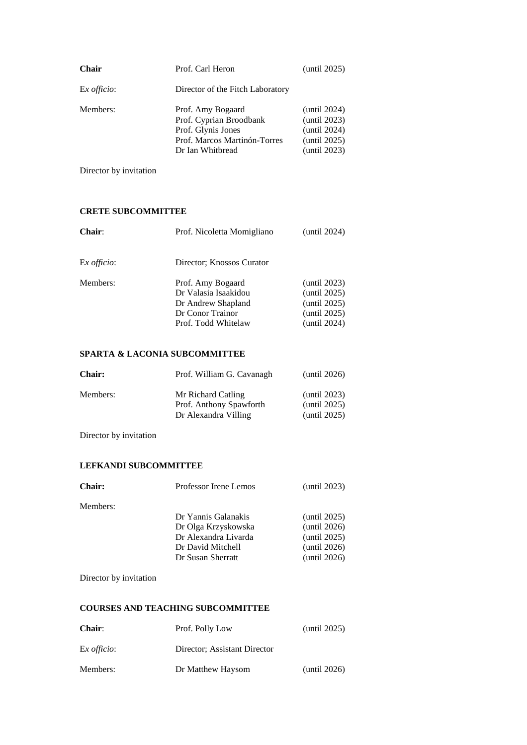| | | |
|---|---|---|
| **Chair** | Prof. Carl Heron | (until 2025) |
| Ex *officio*: | Director of the Fitch Laboratory | |
| Members: | Prof. Amy Bogaard | (until 2024) |
| | Prof. Cyprian Broodbank | (until 2023) |
| | Prof. Glynis Jones | (until 2024) |
| | Prof. Marcos Martinón-Torres | (until 2025) |
| | Dr Ian Whitbread | (until 2023) |

Director by invitation

**CRETE SUBCOMMITTEE**

| | | |
|---|---|---|
| **Chair**: | Prof. Nicoletta Momigliano | (until 2024) |
| Ex *officio*: | Director; Knossos Curator | |
| Members: | Prof. Amy Bogaard | (until 2023) |
| | Dr Valasia Isaakidou | (until 2025) |
| | Dr Andrew Shapland | (until 2025) |
| | Dr Conor Trainor | (until 2025) |
| | Prof. Todd Whitelaw | (until 2024) |

**SPARTA & LACONIA SUBCOMMITTEE**

| | | |
|---|---|---|
| **Chair:** | Prof. William G. Cavanagh | (until 2026) |
| Members: | Mr Richard Catling | (until 2023) |
| | Prof. Anthony Spawforth | (until 2025) |
| | Dr Alexandra Villing | (until 2025) |

Director by invitation

**LEFKANDI SUBCOMMITTEE**

| | | |
|---|---|---|
| **Chair:** | Professor Irene Lemos | (until 2023) |
| Members: | | |
| | Dr Yannis Galanakis | (until 2025) |
| | Dr Olga Krzyskowska | (until 2026) |
| | Dr Alexandra Livarda | (until 2025) |
| | Dr David Mitchell | (until 2026) |
| | Dr Susan Sherratt | (until 2026) |

Director by invitation

**COURSES AND TEACHING SUBCOMMITTEE**

| | | |
|---|---|---|
| **Chair**: | Prof. Polly Low | (until 2025) |
| Ex *officio*: | Director; Assistant Director | |
| Members: | Dr Matthew Haysom | (until 2026) |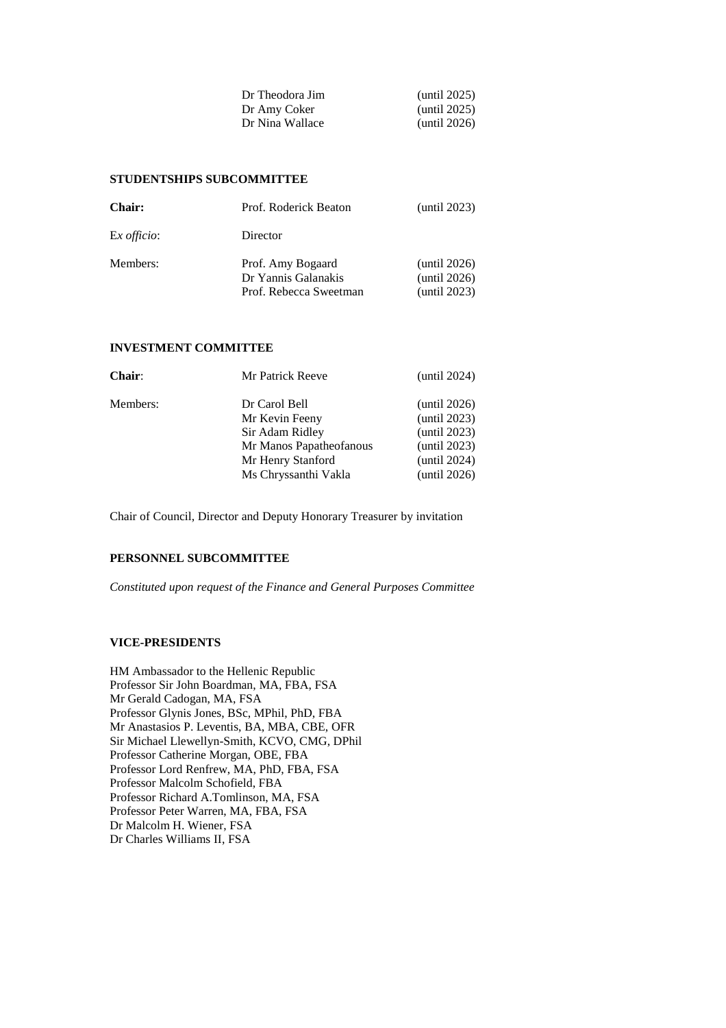| | |
|---|---|
| Dr Theodora Jim | (until 2025) |
| Dr Amy Coker | (until 2025) |
| Dr Nina Wallace | (until 2026) |

**STUDENTSHIPS SUBCOMMITTEE**

| | | |
|---|---|---|
| **Chair:** | Prof. Roderick Beaton | (until 2023) |
| Ex *officio*: | Director | |
| Members: | Prof. Amy Bogaard | (until 2026) |
| | Dr Yannis Galanakis | (until 2026) |
| | Prof. Rebecca Sweetman | (until 2023) |

**INVESTMENT COMMITTEE**

| | | |
|---|---|---|
| **Chair**: | Mr Patrick Reeve | (until 2024) |
| Members: | Dr Carol Bell | (until 2026) |
| | Mr Kevin Feeny | (until 2023) |
| | Sir Adam Ridley | (until 2023) |
| | Mr Manos Papatheofanous | (until 2023) |
| | Mr Henry Stanford | (until 2024) |
| | Ms Chryssanthi Vakla | (until 2026) |

Chair of Council, Director and Deputy Honorary Treasurer by invitation

**PERSONNEL SUBCOMMITTEE**

*Constituted upon request of the Finance and General Purposes Committee*

**VICE-PRESIDENTS**

HM Ambassador to the Hellenic Republic
Professor Sir John Boardman, MA, FBA, FSA
Mr Gerald Cadogan, MA, FSA
Professor Glynis Jones, BSc, MPhil, PhD, FBA
Mr Anastasios P. Leventis, BA, MBA, CBE, OFR
Sir Michael Llewellyn-Smith, KCVO, CMG, DPhil
Professor Catherine Morgan, OBE, FBA
Professor Lord Renfrew, MA, PhD, FBA, FSA
Professor Malcolm Schofield, FBA
Professor Richard A.Tomlinson, MA, FSA
Professor Peter Warren, MA, FBA, FSA
Dr Malcolm H. Wiener, FSA
Dr Charles Williams II, FSA